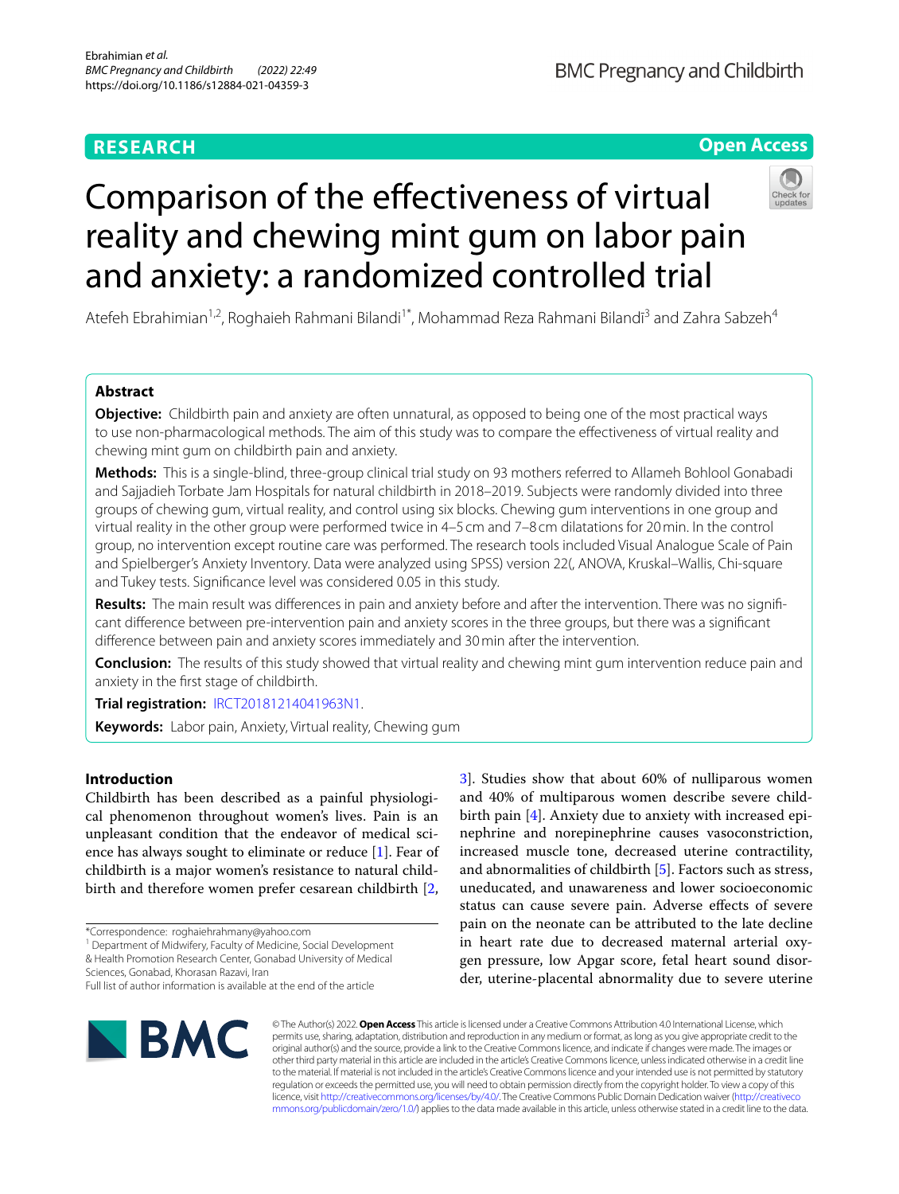RESEARCH

Open Access

# Comparison of the effectiveness of virtual reality and chewing mint gum on labor pain and anxiety: a randomized controlled trial

Atefeh Ebrahimian[1,2], Roghaieh Rahmani Bilandi[1*], Mohammad Reza Rahmani Bilandī[3] and Zahra Sabzeh[4]

## Abstract

**Objective:** Childbirth pain and anxiety are often unnatural, as opposed to being one of the most practical ways to use non-pharmacological methods. The aim of this study was to compare the effectiveness of virtual reality and chewing mint gum on childbirth pain and anxiety.

**Methods:** This is a single-blind, three-group clinical trial study on 93 mothers referred to Allameh Bohlool Gonabadi and Sajjadieh Torbate Jam Hospitals for natural childbirth in 2018–2019. Subjects were randomly divided into three groups of chewing gum, virtual reality, and control using six blocks. Chewing gum interventions in one group and virtual reality in the other group were performed twice in 4–5 cm and 7–8 cm dilatations for 20 min. In the control group, no intervention except routine care was performed. The research tools included Visual Analogue Scale of Pain and Spielberger's Anxiety Inventory. Data were analyzed using SPSS) version 22(, ANOVA, Kruskal–Wallis, Chi-square and Tukey tests. Significance level was considered 0.05 in this study.

**Results:** The main result was differences in pain and anxiety before and after the intervention. There was no significant difference between pre-intervention pain and anxiety scores in the three groups, but there was a significant difference between pain and anxiety scores immediately and 30 min after the intervention.

**Conclusion:** The results of this study showed that virtual reality and chewing mint gum intervention reduce pain and anxiety in the first stage of childbirth.

**Trial registration:** IRCT20181214041963N1.

**Keywords:** Labor pain, Anxiety, Virtual reality, Chewing gum

## Introduction

Childbirth has been described as a painful physiological phenomenon throughout women's lives. Pain is an unpleasant condition that the endeavor of medical science has always sought to eliminate or reduce [1]. Fear of childbirth is a major women's resistance to natural childbirth and therefore women prefer cesarean childbirth [2, 3]. Studies show that about 60% of nulliparous women and 40% of multiparous women describe severe childbirth pain [4]. Anxiety due to anxiety with increased epinephrine and norepinephrine causes vasoconstriction, increased muscle tone, decreased uterine contractility, and abnormalities of childbirth [5]. Factors such as stress, uneducated, and unawareness and lower socioeconomic status can cause severe pain. Adverse effects of severe pain on the neonate can be attributed to the late decline in heart rate due to decreased maternal arterial oxygen pressure, low Apgar score, fetal heart sound disorder, uterine-placental abnormality due to severe uterine

*Correspondence: roghaiehrahmany@yahoo.com

[1] Department of Midwifery, Faculty of Medicine, Social Development & Health Promotion Research Center, Gonabad University of Medical Sciences, Gonabad, Khorasan Razavi, Iran

Full list of author information is available at the end of the article

© The Author(s) 2022. **Open Access** This article is licensed under a Creative Commons Attribution 4.0 International License, which permits use, sharing, adaptation, distribution and reproduction in any medium or format, as long as you give appropriate credit to the original author(s) and the source, provide a link to the Creative Commons licence, and indicate if changes were made. The images or other third party material in this article are included in the article's Creative Commons licence, unless indicated otherwise in a credit line to the material. If material is not included in the article's Creative Commons licence and your intended use is not permitted by statutory regulation or exceeds the permitted use, you will need to obtain permission directly from the copyright holder. To view a copy of this licence, visit http://creativecommons.org/licenses/by/4.0/. The Creative Commons Public Domain Dedication waiver (http://creativecommons.org/publicdomain/zero/1.0/) applies to the data made available in this article, unless otherwise stated in a credit line to the data.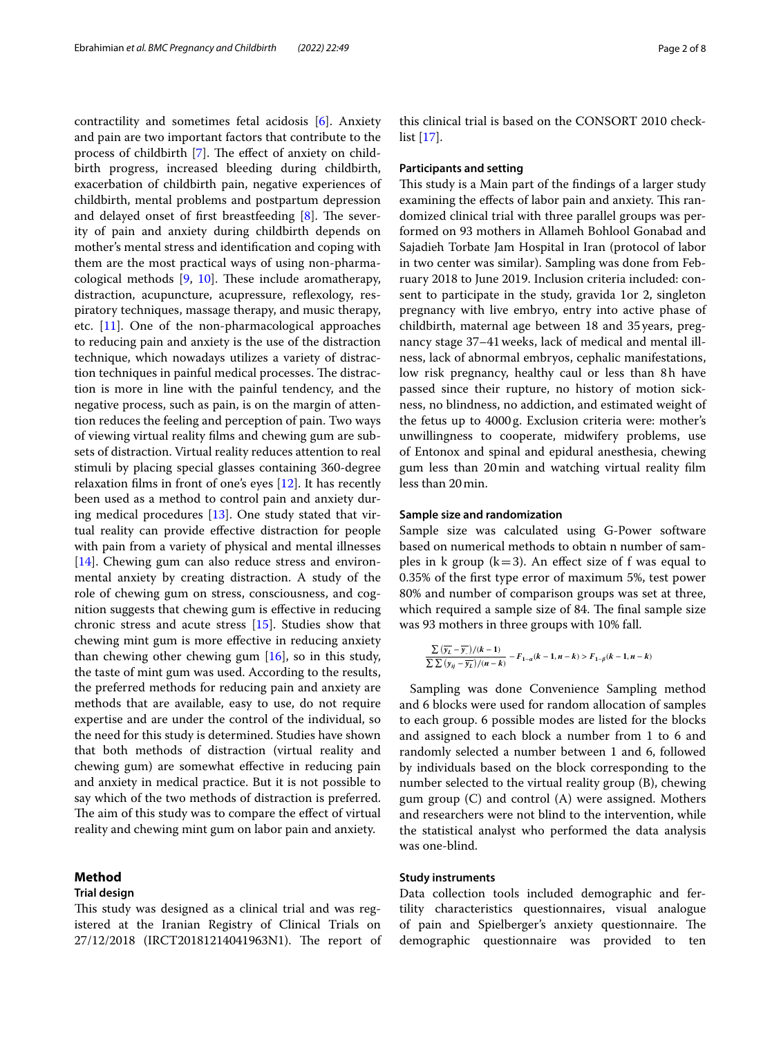contractility and sometimes fetal acidosis [6]. Anxiety and pain are two important factors that contribute to the process of childbirth [7]. The effect of anxiety on childbirth progress, increased bleeding during childbirth, exacerbation of childbirth pain, negative experiences of childbirth, mental problems and postpartum depression and delayed onset of first breastfeeding [8]. The severity of pain and anxiety during childbirth depends on mother's mental stress and identification and coping with them are the most practical ways of using non-pharmacological methods [9, 10]. These include aromatherapy, distraction, acupuncture, acupressure, reflexology, respiratory techniques, massage therapy, and music therapy, etc. [11]. One of the non-pharmacological approaches to reducing pain and anxiety is the use of the distraction technique, which nowadays utilizes a variety of distraction techniques in painful medical processes. The distraction is more in line with the painful tendency, and the negative process, such as pain, is on the margin of attention reduces the feeling and perception of pain. Two ways of viewing virtual reality films and chewing gum are subsets of distraction. Virtual reality reduces attention to real stimuli by placing special glasses containing 360-degree relaxation films in front of one's eyes [12]. It has recently been used as a method to control pain and anxiety during medical procedures [13]. One study stated that virtual reality can provide effective distraction for people with pain from a variety of physical and mental illnesses [14]. Chewing gum can also reduce stress and environmental anxiety by creating distraction. A study of the role of chewing gum on stress, consciousness, and cognition suggests that chewing gum is effective in reducing chronic stress and acute stress [15]. Studies show that chewing mint gum is more effective in reducing anxiety than chewing other chewing gum [16], so in this study, the taste of mint gum was used. According to the results, the preferred methods for reducing pain and anxiety are methods that are available, easy to use, do not require expertise and are under the control of the individual, so the need for this study is determined. Studies have shown that both methods of distraction (virtual reality and chewing gum) are somewhat effective in reducing pain and anxiety in medical practice. But it is not possible to say which of the two methods of distraction is preferred. The aim of this study was to compare the effect of virtual reality and chewing mint gum on labor pain and anxiety.

## Method

### Trial design

This study was designed as a clinical trial and was registered at the Iranian Registry of Clinical Trials on 27/12/2018 (IRCT20181214041963N1). The report of this clinical trial is based on the CONSORT 2010 checklist [17].

### Participants and setting

This study is a Main part of the findings of a larger study examining the effects of labor pain and anxiety. This randomized clinical trial with three parallel groups was performed on 93 mothers in Allameh Bohlool Gonabad and Sajadieh Torbate Jam Hospital in Iran (protocol of labor in two center was similar). Sampling was done from February 2018 to June 2019. Inclusion criteria included: consent to participate in the study, gravida 1or 2, singleton pregnancy with live embryo, entry into active phase of childbirth, maternal age between 18 and 35 years, pregnancy stage 37–41 weeks, lack of medical and mental illness, lack of abnormal embryos, cephalic manifestations, low risk pregnancy, healthy caul or less than 8 h have passed since their rupture, no history of motion sickness, no blindness, no addiction, and estimated weight of the fetus up to 4000 g. Exclusion criteria were: mother's unwillingness to cooperate, midwifery problems, use of Entonox and spinal and epidural anesthesia, chewing gum less than 20 min and watching virtual reality film less than 20 min.

### Sample size and randomization

Sample size was calculated using G-Power software based on numerical methods to obtain n number of samples in k group (k = 3). An effect size of f was equal to 0.35% of the first type error of maximum 5%, test power 80% and number of comparison groups was set at three, which required a sample size of 84. The final sample size was 93 mothers in three groups with 10% fall.

$$\frac{\sum(\overline{y_L}-\overline{y_.})/(k-1)}{\sum\sum(y_{ij}-\overline{y_L})/(n-k)} - F_{1-\alpha}(k-1, n-k) > F_{1-\beta}(k-1, n-k)$$

Sampling was done Convenience Sampling method and 6 blocks were used for random allocation of samples to each group. 6 possible modes are listed for the blocks and assigned to each block a number from 1 to 6 and randomly selected a number between 1 and 6, followed by individuals based on the block corresponding to the number selected to the virtual reality group (B), chewing gum group (C) and control (A) were assigned. Mothers and researchers were not blind to the intervention, while the statistical analyst who performed the data analysis was one-blind.

### Study instruments

Data collection tools included demographic and fertility characteristics questionnaires, visual analogue of pain and Spielberger's anxiety questionnaire. The demographic questionnaire was provided to ten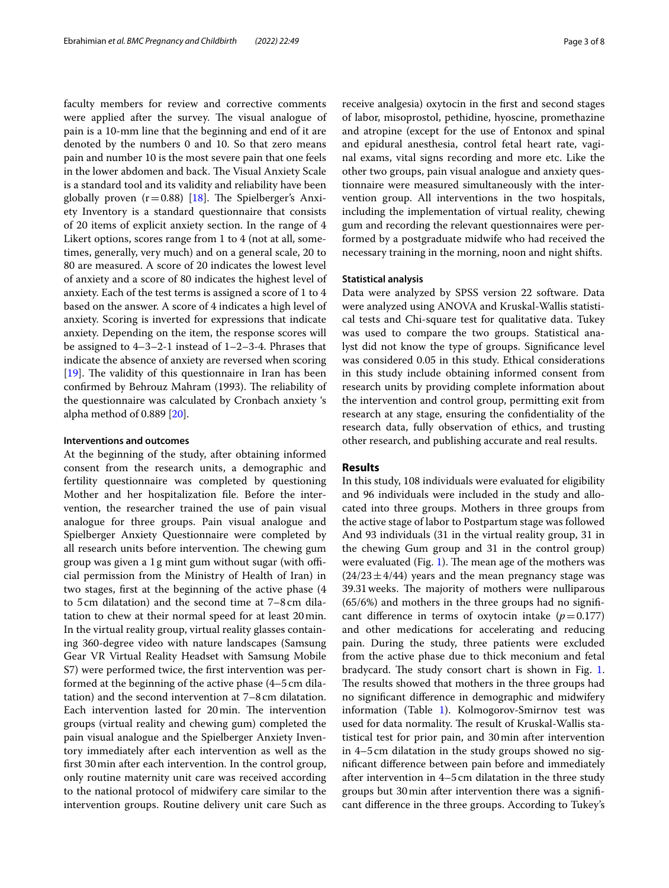faculty members for review and corrective comments were applied after the survey. The visual analogue of pain is a 10-mm line that the beginning and end of it are denoted by the numbers 0 and 10. So that zero means pain and number 10 is the most severe pain that one feels in the lower abdomen and back. The Visual Anxiety Scale is a standard tool and its validity and reliability have been globally proven ($r=0.88$) [18]. The Spielberger's Anxiety Inventory is a standard questionnaire that consists of 20 items of explicit anxiety section. In the range of 4 Likert options, scores range from 1 to 4 (not at all, sometimes, generally, very much) and on a general scale, 20 to 80 are measured. A score of 20 indicates the lowest level of anxiety and a score of 80 indicates the highest level of anxiety. Each of the test terms is assigned a score of 1 to 4 based on the answer. A score of 4 indicates a high level of anxiety. Scoring is inverted for expressions that indicate anxiety. Depending on the item, the response scores will be assigned to 4–3–2-1 instead of 1–2–3-4. Phrases that indicate the absence of anxiety are reversed when scoring [19]. The validity of this questionnaire in Iran has been confirmed by Behrouz Mahram (1993). The reliability of the questionnaire was calculated by Cronbach anxiety 's alpha method of 0.889 [20].

### Interventions and outcomes

At the beginning of the study, after obtaining informed consent from the research units, a demographic and fertility questionnaire was completed by questioning Mother and her hospitalization file. Before the intervention, the researcher trained the use of pain visual analogue for three groups. Pain visual analogue and Spielberger Anxiety Questionnaire were completed by all research units before intervention. The chewing gum group was given a 1 g mint gum without sugar (with official permission from the Ministry of Health of Iran) in two stages, first at the beginning of the active phase (4 to 5 cm dilatation) and the second time at 7–8 cm dilatation to chew at their normal speed for at least 20 min. In the virtual reality group, virtual reality glasses containing 360-degree video with nature landscapes (Samsung Gear VR Virtual Reality Headset with Samsung Mobile S7) were performed twice, the first intervention was performed at the beginning of the active phase (4–5 cm dilatation) and the second intervention at 7–8 cm dilatation. Each intervention lasted for 20 min. The intervention groups (virtual reality and chewing gum) completed the pain visual analogue and the Spielberger Anxiety Inventory immediately after each intervention as well as the first 30 min after each intervention. In the control group, only routine maternity unit care was received according to the national protocol of midwifery care similar to the intervention groups. Routine delivery unit care Such as receive analgesia) oxytocin in the first and second stages of labor, misoprostol, pethidine, hyoscine, promethazine and atropine (except for the use of Entonox and spinal and epidural anesthesia, control fetal heart rate, vaginal exams, vital signs recording and more etc. Like the other two groups, pain visual analogue and anxiety questionnaire were measured simultaneously with the intervention group. All interventions in the two hospitals, including the implementation of virtual reality, chewing gum and recording the relevant questionnaires were performed by a postgraduate midwife who had received the necessary training in the morning, noon and night shifts.

### Statistical analysis

Data were analyzed by SPSS version 22 software. Data were analyzed using ANOVA and Kruskal-Wallis statistical tests and Chi-square test for qualitative data. Tukey was used to compare the two groups. Statistical analyst did not know the type of groups. Significance level was considered 0.05 in this study. Ethical considerations in this study include obtaining informed consent from research units by providing complete information about the intervention and control group, permitting exit from research at any stage, ensuring the confidentiality of the research data, fully observation of ethics, and trusting other research, and publishing accurate and real results.

## Results

In this study, 108 individuals were evaluated for eligibility and 96 individuals were included in the study and allocated into three groups. Mothers in three groups from the active stage of labor to Postpartum stage was followed And 93 individuals (31 in the virtual reality group, 31 in the chewing Gum group and 31 in the control group) were evaluated (Fig. 1). The mean age of the mothers was ($24/23 \pm 4/44$) years and the mean pregnancy stage was 39.31 weeks. The majority of mothers were nulliparous (65/6%) and mothers in the three groups had no significant difference in terms of oxytocin intake ($p=0.177$) and other medications for accelerating and reducing pain. During the study, three patients were excluded from the active phase due to thick meconium and fetal bradycard. The study consort chart is shown in Fig. 1. The results showed that mothers in the three groups had no significant difference in demographic and midwifery information (Table 1). Kolmogorov-Smirnov test was used for data normality. The result of Kruskal-Wallis statistical test for prior pain, and 30 min after intervention in 4–5 cm dilatation in the study groups showed no significant difference between pain before and immediately after intervention in 4–5 cm dilatation in the three study groups but 30 min after intervention there was a significant difference in the three groups. According to Tukey's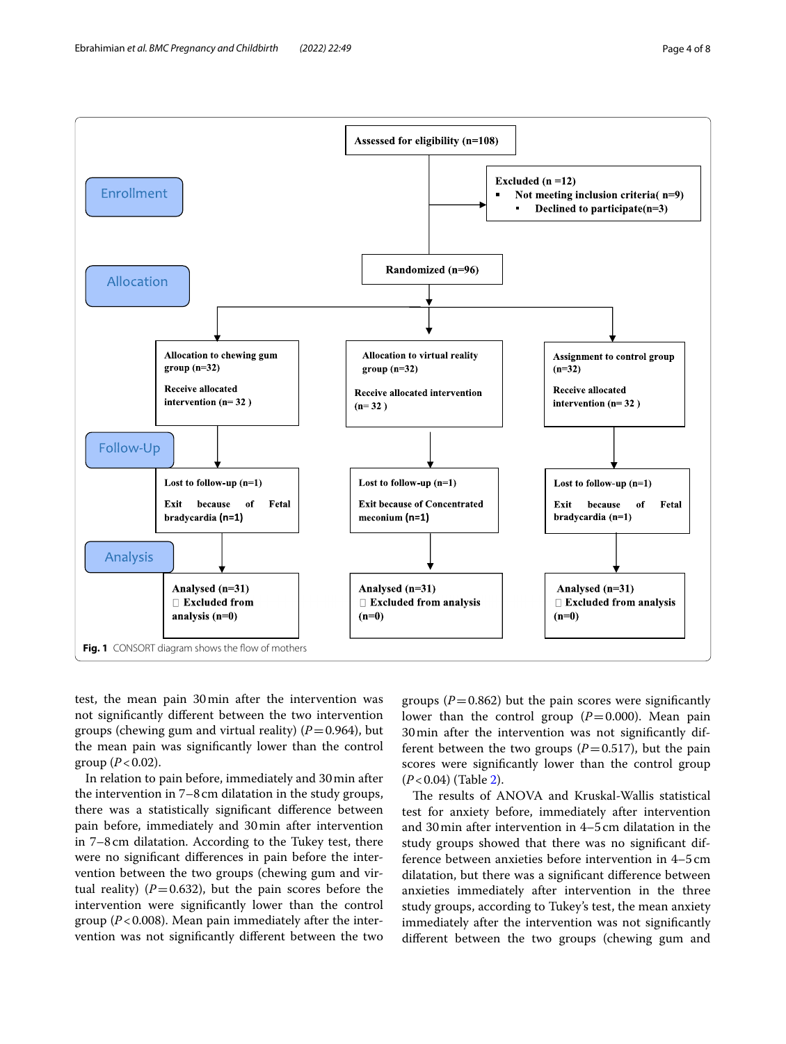**Enrollment**

Assessed for eligibility (n=108)

Excluded (n =12)
- Not meeting inclusion criteria( n=9)
- Declined to participate(n=3)

**Allocation**

Randomized (n=96)

| Allocation to chewing gum group (n=32) | Allocation to virtual reality group (n=32) | Assignment to control group (n=32) |
| --- | --- | --- |
| Receive allocated intervention (n= 32 ) | Receive allocated intervention (n= 32 ) | Receive allocated intervention (n= 32 ) |

**Follow-Up**

| Lost to follow-up (n=1) | Lost to follow-up (n=1) | Lost to follow-up (n=1) |
| --- | --- | --- |
| Exit because of Fetal bradycardia (n=1) | Exit because of Concentrated meconium (n=1) | Exit because of Fetal bradycardia (n=1) |

**Analysis**

| Analysed (n=31) | Analysed (n=31) | Analysed (n=31) |
| --- | --- | --- |
| Excluded from analysis (n=0) | Excluded from analysis (n=0) | Excluded from analysis (n=0) |

**Fig. 1** CONSORT diagram shows the flow of mothers

test, the mean pain 30 min after the intervention was not significantly different between the two intervention groups (chewing gum and virtual reality) ($P=0.964$), but the mean pain was significantly lower than the control group ($P<0.02$).

In relation to pain before, immediately and 30 min after the intervention in 7–8 cm dilatation in the study groups, there was a statistically significant difference between pain before, immediately and 30 min after intervention in 7–8 cm dilatation. According to the Tukey test, there were no significant differences in pain before the intervention between the two groups (chewing gum and virtual reality) ($P=0.632$), but the pain scores before the intervention were significantly lower than the control group ($P<0.008$). Mean pain immediately after the intervention was not significantly different between the two groups ($P=0.862$) but the pain scores were significantly lower than the control group ($P=0.000$). Mean pain 30 min after the intervention was not significantly different between the two groups ($P=0.517$), but the pain scores were significantly lower than the control group ($P<0.04$) (Table 2).

The results of ANOVA and Kruskal-Wallis statistical test for anxiety before, immediately after intervention and 30 min after intervention in 4–5 cm dilatation in the study groups showed that there was no significant difference between anxieties before intervention in 4–5 cm dilatation, but there was a significant difference between anxieties immediately after intervention in the three study groups, according to Tukey's test, the mean anxiety immediately after the intervention was not significantly different between the two groups (chewing gum and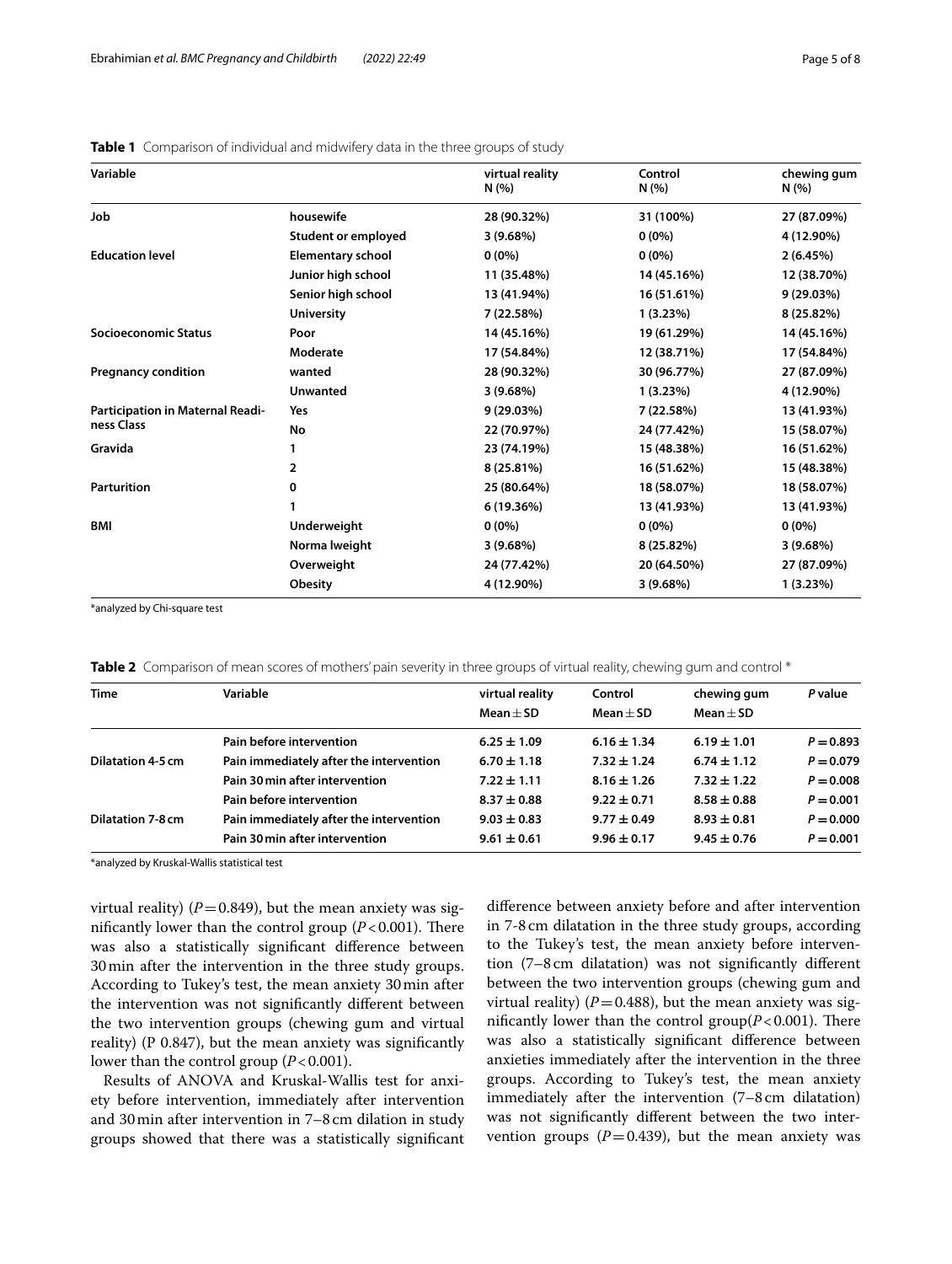**Table 1** Comparison of individual and midwifery data in the three groups of study

| Variable | | virtual reality N (%) | Control N (%) | chewing gum N (%) |
|---|---|---|---|---|
| **Job** | **housewife** | **28 (90.32%)** | **31 (100%)** | **27 (87.09%)** |
| | **Student or employed** | **3 (9.68%)** | **0 (0%)** | **4 (12.90%)** |
| **Education level** | **Elementary school** | **0 (0%)** | **0 (0%)** | **2 (6.45%)** |
| | **Junior high school** | **11 (35.48%)** | **14 (45.16%)** | **12 (38.70%)** |
| | **Senior high school** | **13 (41.94%)** | **16 (51.61%)** | **9 (29.03%)** |
| | **University** | **7 (22.58%)** | **1 (3.23%)** | **8 (25.82%)** |
| **Socioeconomic Status** | **Poor** | **14 (45.16%)** | **19 (61.29%)** | **14 (45.16%)** |
| | **Moderate** | **17 (54.84%)** | **12 (38.71%)** | **17 (54.84%)** |
| **Pregnancy condition** | **wanted** | **28 (90.32%)** | **30 (96.77%)** | **27 (87.09%)** |
| | **Unwanted** | **3 (9.68%)** | **1 (3.23%)** | **4 (12.90%)** |
| **Participation in Maternal Readiness Class** | **Yes** | **9 (29.03%)** | **7 (22.58%)** | **13 (41.93%)** |
| | **No** | **22 (70.97%)** | **24 (77.42%)** | **15 (58.07%)** |
| **Gravida** | **1** | **23 (74.19%)** | **15 (48.38%)** | **16 (51.62%)** |
| | **2** | **8 (25.81%)** | **16 (51.62%)** | **15 (48.38%)** |
| **Parturition** | **0** | **25 (80.64%)** | **18 (58.07%)** | **18 (58.07%)** |
| | **1** | **6 (19.36%)** | **13 (41.93%)** | **13 (41.93%)** |
| **BMI** | **Underweight** | **0 (0%)** | **0 (0%)** | **0 (0%)** |
| | **Norma lweight** | **3 (9.68%)** | **8 (25.82%)** | **3 (9.68%)** |
| | **Overweight** | **24 (77.42%)** | **20 (64.50%)** | **27 (87.09%)** |
| | **Obesity** | **4 (12.90%)** | **3 (9.68%)** | **1 (3.23%)** |

*analyzed by Chi-square test

**Table 2** Comparison of mean scores of mothers' pain severity in three groups of virtual reality, chewing gum and control *

| Time | Variable | virtual reality Mean ± SD | Control Mean ± SD | chewing gum Mean ± SD | *P* value |
|---|---|---|---|---|---|
| | **Pain before intervention** | **6.25 ± 1.09** | **6.16 ± 1.34** | **6.19 ± 1.01** | ***P* = 0.893** |
| **Dilatation 4-5 cm** | **Pain immediately after the intervention** | **6.70 ± 1.18** | **7.32 ± 1.24** | **6.74 ± 1.12** | ***P* = 0.079** |
| | **Pain 30 min after intervention** | **7.22 ± 1.11** | **8.16 ± 1.26** | **7.32 ± 1.22** | ***P* = 0.008** |
| | **Pain before intervention** | **8.37 ± 0.88** | **9.22 ± 0.71** | **8.58 ± 0.88** | ***P* = 0.001** |
| **Dilatation 7-8 cm** | **Pain immediately after the intervention** | **9.03 ± 0.83** | **9.77 ± 0.49** | **8.93 ± 0.81** | ***P* = 0.000** |
| | **Pain 30 min after intervention** | **9.61 ± 0.61** | **9.96 ± 0.17** | **9.45 ± 0.76** | ***P* = 0.001** |

*analyzed by Kruskal-Wallis statistical test

virtual reality) ($P = 0.849$), but the mean anxiety was significantly lower than the control group ($P < 0.001$). There was also a statistically significant difference between 30 min after the intervention in the three study groups. According to Tukey's test, the mean anxiety 30 min after the intervention was not significantly different between the two intervention groups (chewing gum and virtual reality) (P 0.847), but the mean anxiety was significantly lower than the control group ($P < 0.001$).

Results of ANOVA and Kruskal-Wallis test for anxiety before intervention, immediately after intervention and 30 min after intervention in 7–8 cm dilation in study groups showed that there was a statistically significant difference between anxiety before and after intervention in 7-8 cm dilatation in the three study groups, according to the Tukey's test, the mean anxiety before intervention (7–8 cm dilatation) was not significantly different between the two intervention groups (chewing gum and virtual reality) ($P = 0.488$), but the mean anxiety was significantly lower than the control group($P < 0.001$). There was also a statistically significant difference between anxieties immediately after the intervention in the three groups. According to Tukey's test, the mean anxiety immediately after the intervention (7–8 cm dilatation) was not significantly different between the two intervention groups ($P = 0.439$), but the mean anxiety was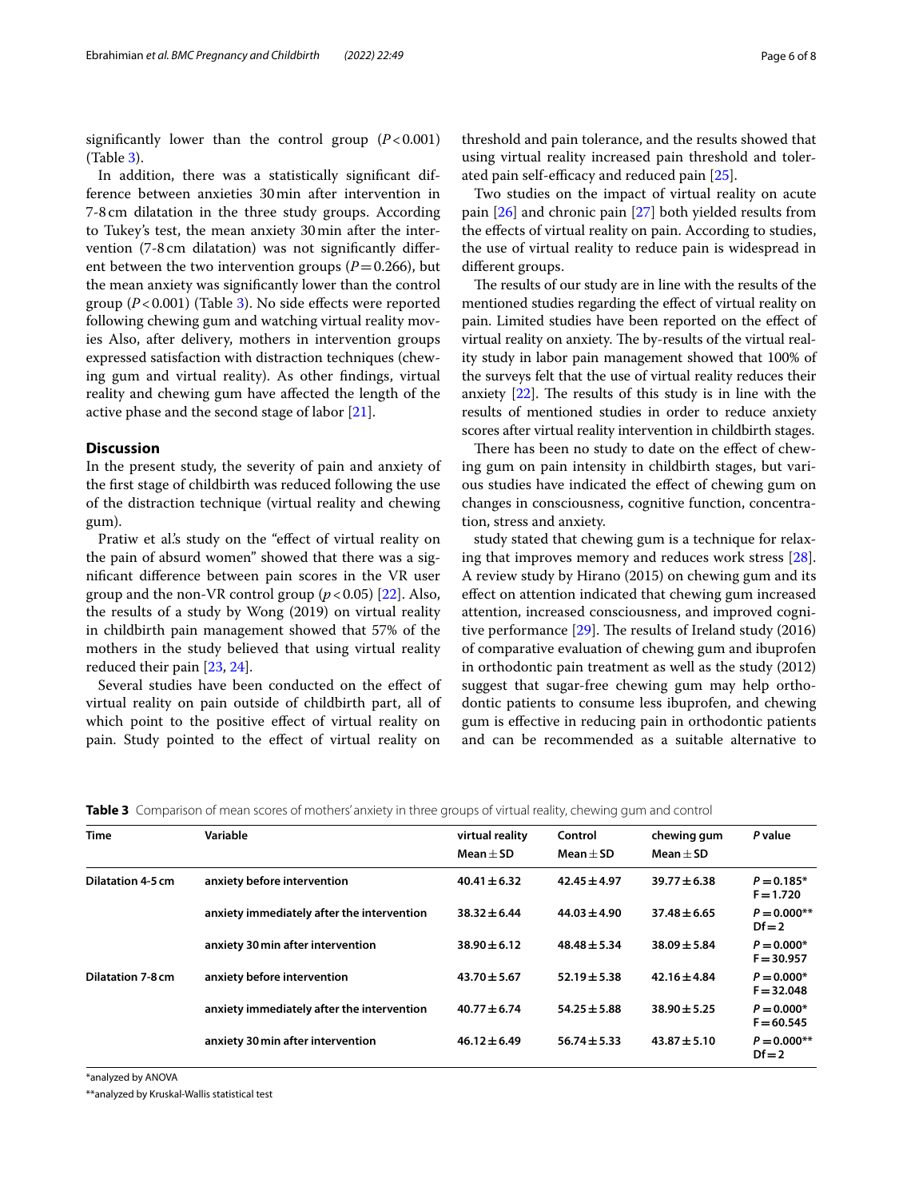significantly lower than the control group ($P < 0.001$) (Table 3).

In addition, there was a statistically significant difference between anxieties 30 min after intervention in 7-8 cm dilatation in the three study groups. According to Tukey's test, the mean anxiety 30 min after the intervention (7-8 cm dilatation) was not significantly different between the two intervention groups ($P = 0.266$), but the mean anxiety was significantly lower than the control group ($P < 0.001$) (Table 3). No side effects were reported following chewing gum and watching virtual reality movies Also, after delivery, mothers in intervention groups expressed satisfaction with distraction techniques (chewing gum and virtual reality). As other findings, virtual reality and chewing gum have affected the length of the active phase and the second stage of labor [21].

## Discussion

In the present study, the severity of pain and anxiety of the first stage of childbirth was reduced following the use of the distraction technique (virtual reality and chewing gum).

Pratiw et al.'s study on the "effect of virtual reality on the pain of absurd women" showed that there was a significant difference between pain scores in the VR user group and the non-VR control group ($p < 0.05$) [22]. Also, the results of a study by Wong (2019) on virtual reality in childbirth pain management showed that 57% of the mothers in the study believed that using virtual reality reduced their pain [23, 24].

Several studies have been conducted on the effect of virtual reality on pain outside of childbirth part, all of which point to the positive effect of virtual reality on pain. Study pointed to the effect of virtual reality on threshold and pain tolerance, and the results showed that using virtual reality increased pain threshold and tolerated pain self-efficacy and reduced pain [25].

Two studies on the impact of virtual reality on acute pain [26] and chronic pain [27] both yielded results from the effects of virtual reality on pain. According to studies, the use of virtual reality to reduce pain is widespread in different groups.

The results of our study are in line with the results of the mentioned studies regarding the effect of virtual reality on pain. Limited studies have been reported on the effect of virtual reality on anxiety. The by-results of the virtual reality study in labor pain management showed that 100% of the surveys felt that the use of virtual reality reduces their anxiety [22]. The results of this study is in line with the results of mentioned studies in order to reduce anxiety scores after virtual reality intervention in childbirth stages.

There has been no study to date on the effect of chewing gum on pain intensity in childbirth stages, but various studies have indicated the effect of chewing gum on changes in consciousness, cognitive function, concentration, stress and anxiety.

study stated that chewing gum is a technique for relaxing that improves memory and reduces work stress [28]. A review study by Hirano (2015) on chewing gum and its effect on attention indicated that chewing gum increased attention, increased consciousness, and improved cognitive performance [29]. The results of Ireland study (2016) of comparative evaluation of chewing gum and ibuprofen in orthodontic pain treatment as well as the study (2012) suggest that sugar-free chewing gum may help orthodontic patients to consume less ibuprofen, and chewing gum is effective in reducing pain in orthodontic patients and can be recommended as a suitable alternative to

**Table 3** Comparison of mean scores of mothers' anxiety in three groups of virtual reality, chewing gum and control

| Time | Variable | virtual reality Mean ± SD | Control Mean ± SD | chewing gum Mean ± SD | P value |
|---|---|---|---|---|---|
| Dilatation 4-5 cm | anxiety before intervention | 40.41 ± 6.32 | 42.45 ± 4.97 | 39.77 ± 6.38 | $P = 0.185$* $F = 1.720$ |
| | anxiety immediately after the intervention | 38.32 ± 6.44 | 44.03 ± 4.90 | 37.48 ± 6.65 | $P = 0.000$** $Df = 2$ |
| | anxiety 30 min after intervention | 38.90 ± 6.12 | 48.48 ± 5.34 | 38.09 ± 5.84 | $P = 0.000$* $F = 30.957$ |
| Dilatation 7-8 cm | anxiety before intervention | 43.70 ± 5.67 | 52.19 ± 5.38 | 42.16 ± 4.84 | $P = 0.000$* $F = 32.048$ |
| | anxiety immediately after the intervention | 40.77 ± 6.74 | 54.25 ± 5.88 | 38.90 ± 5.25 | $P = 0.000$* $F = 60.545$ |
| | anxiety 30 min after intervention | 46.12 ± 6.49 | 56.74 ± 5.33 | 43.87 ± 5.10 | $P = 0.000$** $Df = 2$ |

*analyzed by ANOVA

**analyzed by Kruskal-Wallis statistical test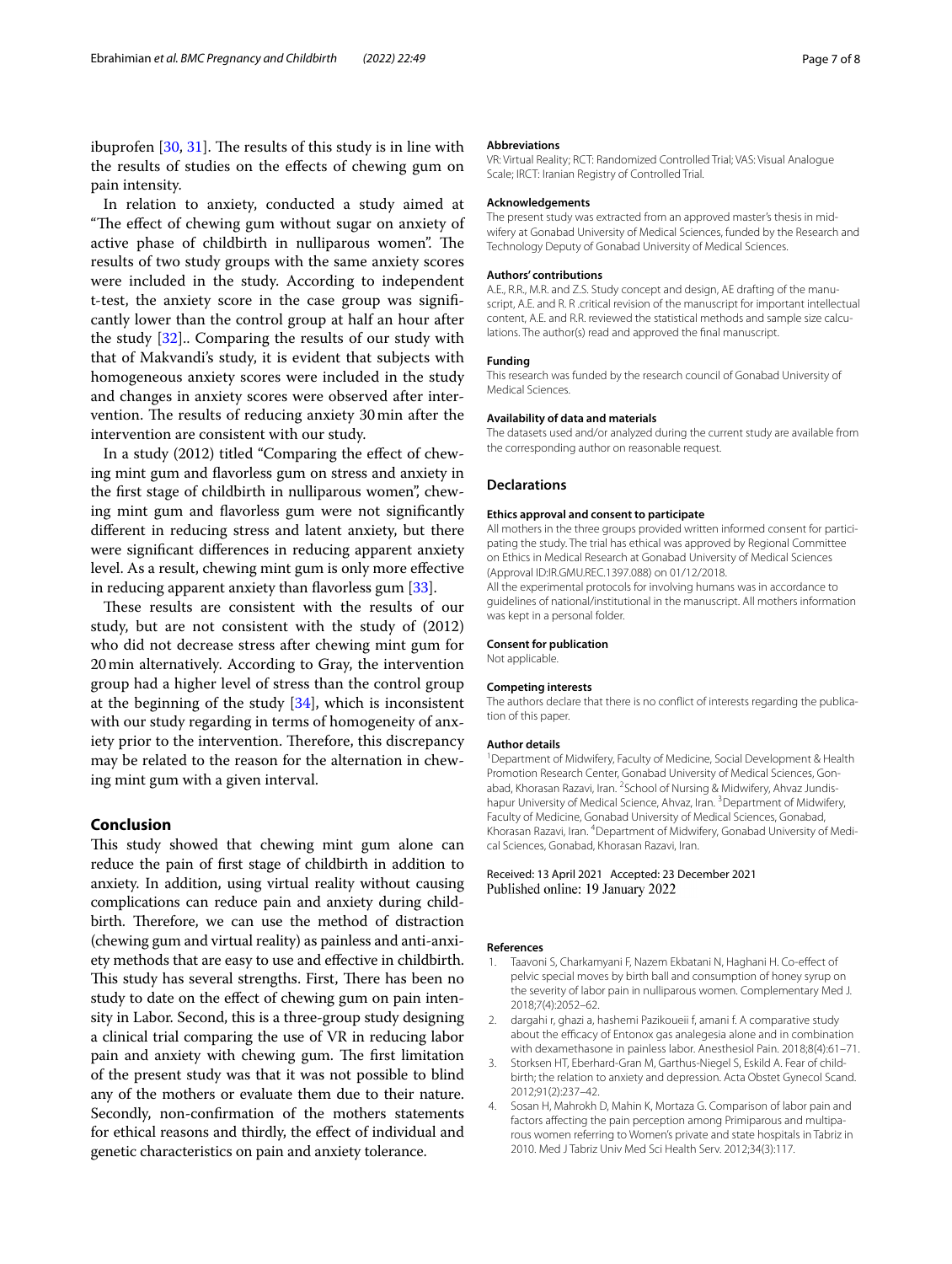ibuprofen [30, 31]. The results of this study is in line with the results of studies on the effects of chewing gum on pain intensity.

In relation to anxiety, conducted a study aimed at "The effect of chewing gum without sugar on anxiety of active phase of childbirth in nulliparous women". The results of two study groups with the same anxiety scores were included in the study. According to independent t-test, the anxiety score in the case group was significantly lower than the control group at half an hour after the study [32].. Comparing the results of our study with that of Makvandi's study, it is evident that subjects with homogeneous anxiety scores were included in the study and changes in anxiety scores were observed after intervention. The results of reducing anxiety 30 min after the intervention are consistent with our study.

In a study (2012) titled "Comparing the effect of chewing mint gum and flavorless gum on stress and anxiety in the first stage of childbirth in nulliparous women", chewing mint gum and flavorless gum were not significantly different in reducing stress and latent anxiety, but there were significant differences in reducing apparent anxiety level. As a result, chewing mint gum is only more effective in reducing apparent anxiety than flavorless gum [33].

These results are consistent with the results of our study, but are not consistent with the study of (2012) who did not decrease stress after chewing mint gum for 20 min alternatively. According to Gray, the intervention group had a higher level of stress than the control group at the beginning of the study [34], which is inconsistent with our study regarding in terms of homogeneity of anxiety prior to the intervention. Therefore, this discrepancy may be related to the reason for the alternation in chewing mint gum with a given interval.

## Conclusion

This study showed that chewing mint gum alone can reduce the pain of first stage of childbirth in addition to anxiety. In addition, using virtual reality without causing complications can reduce pain and anxiety during childbirth. Therefore, we can use the method of distraction (chewing gum and virtual reality) as painless and anti-anxiety methods that are easy to use and effective in childbirth. This study has several strengths. First, There has been no study to date on the effect of chewing gum on pain intensity in Labor. Second, this is a three-group study designing a clinical trial comparing the use of VR in reducing labor pain and anxiety with chewing gum. The first limitation of the present study was that it was not possible to blind any of the mothers or evaluate them due to their nature. Secondly, non-confirmation of the mothers statements for ethical reasons and thirdly, the effect of individual and genetic characteristics on pain and anxiety tolerance.

#### Abbreviations

VR: Virtual Reality; RCT: Randomized Controlled Trial; VAS: Visual Analogue Scale; IRCT: Iranian Registry of Controlled Trial.

#### Acknowledgements

The present study was extracted from an approved master's thesis in midwifery at Gonabad University of Medical Sciences, funded by the Research and Technology Deputy of Gonabad University of Medical Sciences.

#### Authors' contributions

A.E., R.R., M.R. and Z.S. Study concept and design, AE drafting of the manuscript, A.E. and R. R .critical revision of the manuscript for important intellectual content, A.E. and R.R. reviewed the statistical methods and sample size calculations. The author(s) read and approved the final manuscript.

#### Funding

This research was funded by the research council of Gonabad University of Medical Sciences.

#### Availability of data and materials

The datasets used and/or analyzed during the current study are available from the corresponding author on reasonable request.

### Declarations

#### Ethics approval and consent to participate

All mothers in the three groups provided written informed consent for participating the study. The trial has ethical was approved by Regional Committee on Ethics in Medical Research at Gonabad University of Medical Sciences (Approval ID:IR.GMU.REC.1397.088) on 01/12/2018.

All the experimental protocols for involving humans was in accordance to guidelines of national/institutional in the manuscript. All mothers information was kept in a personal folder.

#### Consent for publication

Not applicable.

#### Competing interests

The authors declare that there is no conflict of interests regarding the publication of this paper.

#### Author details

[1] Department of Midwifery, Faculty of Medicine, Social Development & Health Promotion Research Center, Gonabad University of Medical Sciences, Gonabad, Khorasan Razavi, Iran. [2] School of Nursing & Midwifery, Ahvaz Jundishapur University of Medical Science, Ahvaz, Iran. [3] Department of Midwifery, Faculty of Medicine, Gonabad University of Medical Sciences, Gonabad, Khorasan Razavi, Iran. [4] Department of Midwifery, Gonabad University of Medical Sciences, Gonabad, Khorasan Razavi, Iran.

Received: 13 April 2021 Accepted: 23 December 2021
Published online: 19 January 2022

#### References

1. Taavoni S, Charkamyani F, Nazem Ekbatani N, Haghani H. Co-effect of pelvic special moves by birth ball and consumption of honey syrup on the severity of labor pain in nulliparous women. Complementary Med J. 2018;7(4):2052–62.
2. dargahi r, ghazi a, hashemi Pazikoueii f, amani f. A comparative study about the efficacy of Entonox gas analegesia alone and in combination with dexamethasone in painless labor. Anesthesiol Pain. 2018;8(4):61–71.
3. Storksen HT, Eberhard-Gran M, Garthus-Niegel S, Eskild A. Fear of childbirth; the relation to anxiety and depression. Acta Obstet Gynecol Scand. 2012;91(2):237–42.
4. Sosan H, Mahrokh D, Mahin K, Mortaza G. Comparison of labor pain and factors affecting the pain perception among Primiparous and multiparous women referring to Women's private and state hospitals in Tabriz in 2010. Med J Tabriz Univ Med Sci Health Serv. 2012;34(3):117.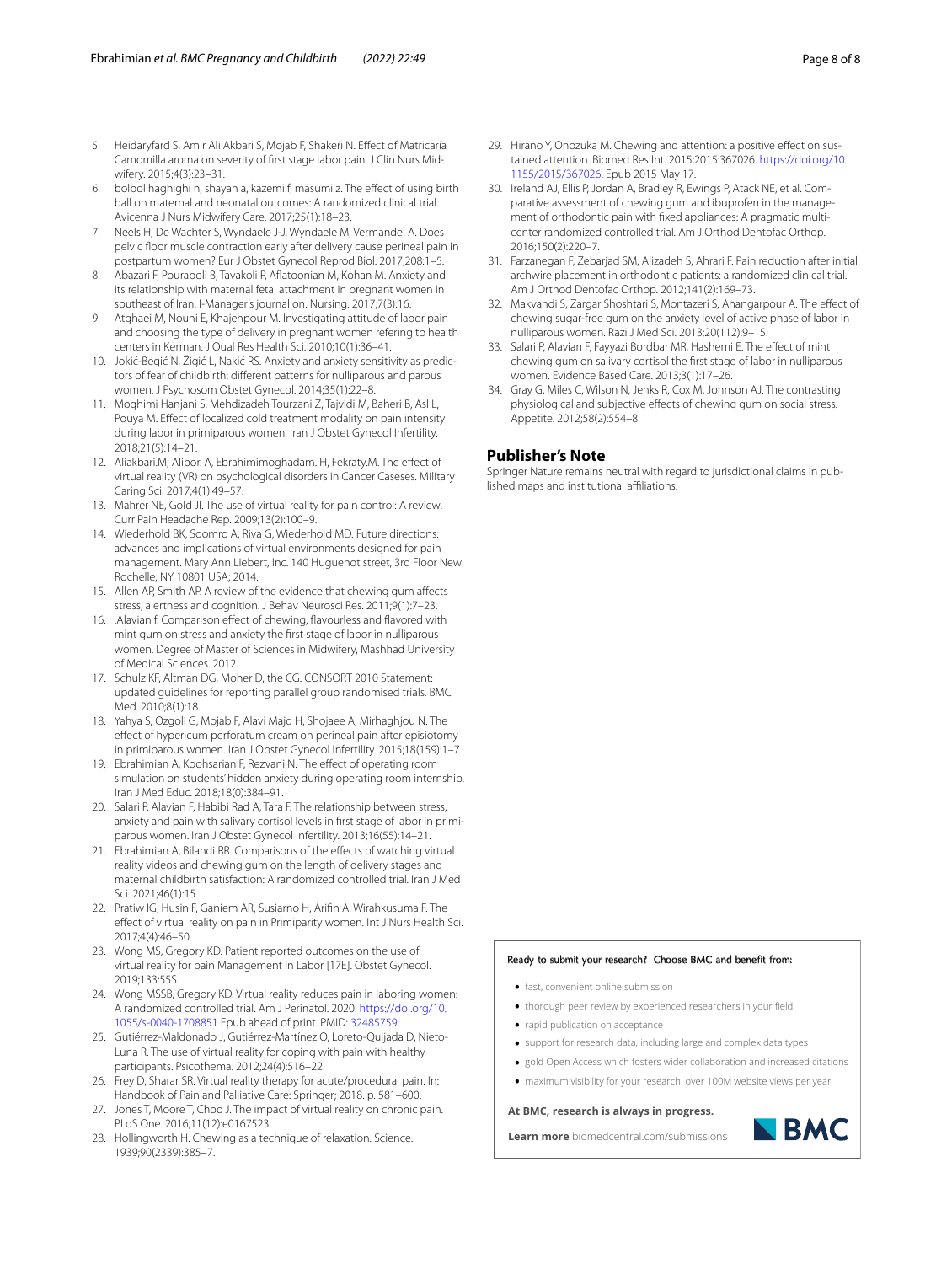5. Heidaryfard S, Amir Ali Akbari S, Mojab F, Shakeri N. Effect of Matricaria Camomilla aroma on severity of first stage labor pain. J Clin Nurs Midwifery. 2015;4(3):23–31.
6. bolbol haghighi n, shayan a, kazemi f, masumi z. The effect of using birth ball on maternal and neonatal outcomes: A randomized clinical trial. Avicenna J Nurs Midwifery Care. 2017;25(1):18–23.
7. Neels H, De Wachter S, Wyndaele J-J, Wyndaele M, Vermandel A. Does pelvic floor muscle contraction early after delivery cause perineal pain in postpartum women? Eur J Obstet Gynecol Reprod Biol. 2017;208:1–5.
8. Abazari F, Pouraboli B, Tavakoli P, Aflatoonian M, Kohan M. Anxiety and its relationship with maternal fetal attachment in pregnant women in southeast of Iran. I-Manager's journal on. Nursing. 2017;7(3):16.
9. Atghaei M, Nouhi E, Khajehpour M. Investigating attitude of labor pain and choosing the type of delivery in pregnant women refering to health centers in Kerman. J Qual Res Health Sci. 2010;10(1):36–41.
10. Jokić-Begić N, Žigić L, Nakić RS. Anxiety and anxiety sensitivity as predictors of fear of childbirth: different patterns for nulliparous and parous women. J Psychosom Obstet Gynecol. 2014;35(1):22–8.
11. Moghimi Hanjani S, Mehdizadeh Tourzani Z, Tajvidi M, Baheri B, Asl L, Pouya M. Effect of localized cold treatment modality on pain intensity during labor in primiparous women. Iran J Obstet Gynecol Infertility. 2018;21(5):14–21.
12. Aliakbari.M, Alipor. A, Ebrahimimoghadam. H, Fekraty.M. The effect of virtual reality (VR) on psychological disorders in Cancer Caseses. Military Caring Sci. 2017;4(1):49–57.
13. Mahrer NE, Gold JI. The use of virtual reality for pain control: A review. Curr Pain Headache Rep. 2009;13(2):100–9.
14. Wiederhold BK, Soomro A, Riva G, Wiederhold MD. Future directions: advances and implications of virtual environments designed for pain management. Mary Ann Liebert, Inc. 140 Huguenot street, 3rd Floor New Rochelle, NY 10801 USA; 2014.
15. Allen AP, Smith AP. A review of the evidence that chewing gum affects stress, alertness and cognition. J Behav Neurosci Res. 2011;9(1):7–23.
16. .Alavian f. Comparison effect of chewing, flavourless and flavored with mint gum on stress and anxiety the first stage of labor in nulliparous women. Degree of Master of Sciences in Midwifery, Mashhad University of Medical Sciences. 2012.
17. Schulz KF, Altman DG, Moher D, the CG. CONSORT 2010 Statement: updated guidelines for reporting parallel group randomised trials. BMC Med. 2010;8(1):18.
18. Yahya S, Ozgoli G, Mojab F, Alavi Majd H, Shojaee A, Mirhaghjou N. The effect of hypericum perforatum cream on perineal pain after episiotomy in primiparous women. Iran J Obstet Gynecol Infertility. 2015;18(159):1–7.
19. Ebrahimian A, Koohsarian F, Rezvani N. The effect of operating room simulation on students' hidden anxiety during operating room internship. Iran J Med Educ. 2018;18(0):384–91.
20. Salari P, Alavian F, Habibi Rad A, Tara F. The relationship between stress, anxiety and pain with salivary cortisol levels in first stage of labor in primiparous women. Iran J Obstet Gynecol Infertility. 2013;16(55):14–21.
21. Ebrahimian A, Bilandi RR. Comparisons of the effects of watching virtual reality videos and chewing gum on the length of delivery stages and maternal childbirth satisfaction: A randomized controlled trial. Iran J Med Sci. 2021;46(1):15.
22. Pratiw IG, Husin F, Ganiem AR, Susiarno H, Arifin A, Wirahkusuma F. The effect of virtual reality on pain in Primiparity women. Int J Nurs Health Sci. 2017;4(4):46–50.
23. Wong MS, Gregory KD. Patient reported outcomes on the use of virtual reality for pain Management in Labor [17E]. Obstet Gynecol. 2019;133:55S.
24. Wong MSSB, Gregory KD. Virtual reality reduces pain in laboring women: A randomized controlled trial. Am J Perinatol. 2020. https://doi.org/10.1055/s-0040-1708851 Epub ahead of print. PMID: 32485759.
25. Gutiérrez-Maldonado J, Gutiérrez-Martínez O, Loreto-Quijada D, Nieto-Luna R. The use of virtual reality for coping with pain with healthy participants. Psicothema. 2012;24(4):516–22.
26. Frey D, Sharar SR. Virtual reality therapy for acute/procedural pain. In: Handbook of Pain and Palliative Care: Springer; 2018. p. 581–600.
27. Jones T, Moore T, Choo J. The impact of virtual reality on chronic pain. PLoS One. 2016;11(12):e0167523.
28. Hollingworth H. Chewing as a technique of relaxation. Science. 1939;90(2339):385–7.
29. Hirano Y, Onozuka M. Chewing and attention: a positive effect on sustained attention. Biomed Res Int. 2015;2015:367026. https://doi.org/10.1155/2015/367026. Epub 2015 May 17.
30. Ireland AJ, Ellis P, Jordan A, Bradley R, Ewings P, Atack NE, et al. Comparative assessment of chewing gum and ibuprofen in the management of orthodontic pain with fixed appliances: A pragmatic multicenter randomized controlled trial. Am J Orthod Dentofac Orthop. 2016;150(2):220–7.
31. Farzanegan F, Zebarjad SM, Alizadeh S, Ahrari F. Pain reduction after initial archwire placement in orthodontic patients: a randomized clinical trial. Am J Orthod Dentofac Orthop. 2012;141(2):169–73.
32. Makvandi S, Zargar Shoshtari S, Montazeri S, Ahangarpour A. The effect of chewing sugar-free gum on the anxiety level of active phase of labor in nulliparous women. Razi J Med Sci. 2013;20(112):9–15.
33. Salari P, Alavian F, Fayyazi Bordbar MR, Hashemi E. The effect of mint chewing gum on salivary cortisol the first stage of labor in nulliparous women. Evidence Based Care. 2013;3(1):17–26.
34. Gray G, Miles C, Wilson N, Jenks R, Cox M, Johnson AJ. The contrasting physiological and subjective effects of chewing gum on social stress. Appetite. 2012;58(2):554–8.

## Publisher's Note

Springer Nature remains neutral with regard to jurisdictional claims in published maps and institutional affiliations.

Ready to submit your research? Choose BMC and benefit from:

- fast, convenient online submission
- thorough peer review by experienced researchers in your field
- rapid publication on acceptance
- support for research data, including large and complex data types
- gold Open Access which fosters wider collaboration and increased citations
- maximum visibility for your research: over 100M website views per year

**At BMC, research is always in progress.**

**Learn more** biomedcentral.com/submissions

BMC